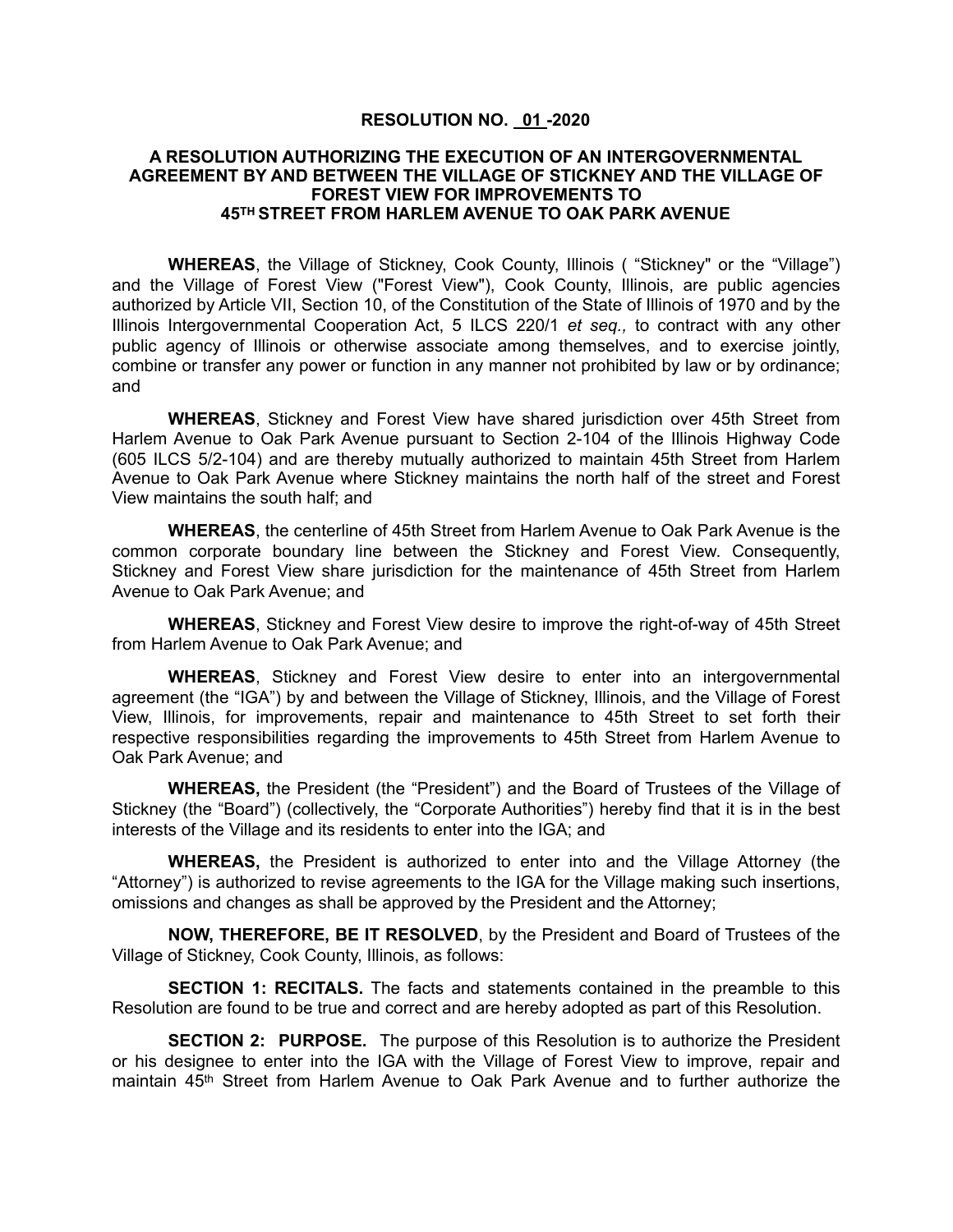# RESOLUTION NO. 01 -2020

## A RESOLUTION AUTHORIZING THE EXECUTION OF AN INTERGOVERNMENTAL AGREEMENT BY AND BETWEEN THE VILLAGE OF STICKNEY AND THE VILLAGE OF FOREST VIEW FOR IMPROVEMENTS TO 45TH STREET FROM HARLEM AVENUE TO OAK PARK AVENUE

**WHEREAS**, the Village of Stickney, Cook County, Illinois ( "Stickney" or the "Village") and the Village of Forest View ("Forest View"), Cook County, Illinois, are public agencies authorized by Article VII, Section 10, of the Constitution of the State of Illinois of 1970 and by the Illinois Intergovernmental Cooperation Act, 5 ILCS 220/1 *et seq.,* to contract with any other public agency of Illinois or otherwise associate among themselves, and to exercise jointly, combine or transfer any power or function in any manner not prohibited by law or by ordinance; and

**WHEREAS**, Stickney and Forest View have shared jurisdiction over 45th Street from Harlem Avenue to Oak Park Avenue pursuant to Section 2-104 of the Illinois Highway Code (605 ILCS 5/2-104) and are thereby mutually authorized to maintain 45th Street from Harlem Avenue to Oak Park Avenue where Stickney maintains the north half of the street and Forest View maintains the south half; and

**WHEREAS**, the centerline of 45th Street from Harlem Avenue to Oak Park Avenue is the common corporate boundary line between the Stickney and Forest View. Consequently, Stickney and Forest View share jurisdiction for the maintenance of 45th Street from Harlem Avenue to Oak Park Avenue; and

**WHEREAS**, Stickney and Forest View desire to improve the right-of-way of 45th Street from Harlem Avenue to Oak Park Avenue; and

**WHEREAS**, Stickney and Forest View desire to enter into an intergovernmental agreement (the "IGA") by and between the Village of Stickney, Illinois, and the Village of Forest View, Illinois, for improvements, repair and maintenance to 45th Street to set forth their respective responsibilities regarding the improvements to 45th Street from Harlem Avenue to Oak Park Avenue; and

**WHEREAS,** the President (the "President") and the Board of Trustees of the Village of Stickney (the "Board") (collectively, the "Corporate Authorities") hereby find that it is in the best interests of the Village and its residents to enter into the IGA; and

**WHEREAS,** the President is authorized to enter into and the Village Attorney (the "Attorney") is authorized to revise agreements to the IGA for the Village making such insertions, omissions and changes as shall be approved by the President and the Attorney;

**NOW, THEREFORE, BE IT RESOLVED**, by the President and Board of Trustees of the Village of Stickney, Cook County, Illinois, as follows:

**SECTION 1: RECITALS.** The facts and statements contained in the preamble to this Resolution are found to be true and correct and are hereby adopted as part of this Resolution.

**SECTION 2: PURPOSE.** The purpose of this Resolution is to authorize the President or his designee to enter into the IGA with the Village of Forest View to improve, repair and maintain 45th Street from Harlem Avenue to Oak Park Avenue and to further authorize the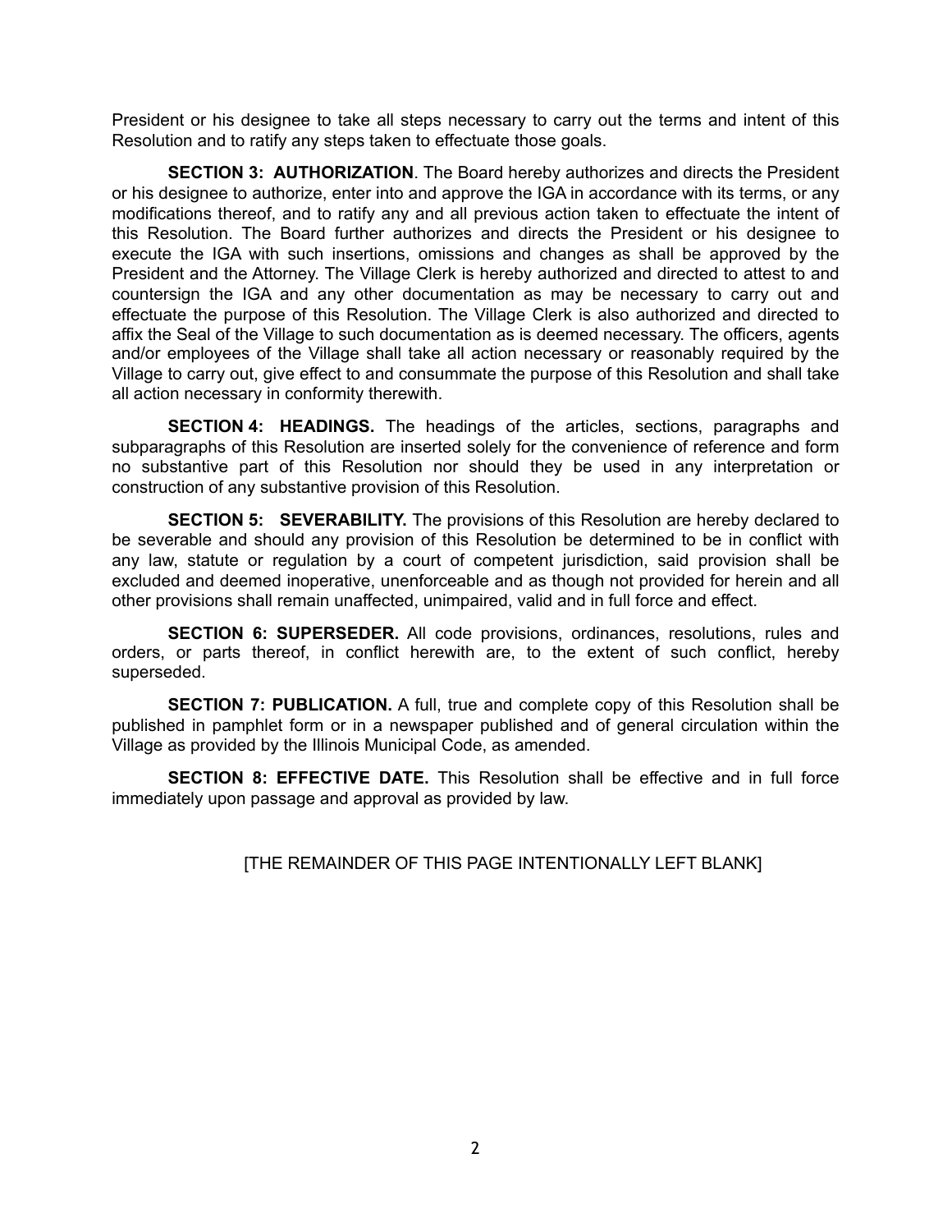President or his designee to take all steps necessary to carry out the terms and intent of this Resolution and to ratify any steps taken to effectuate those goals.

**SECTION 3: AUTHORIZATION**. The Board hereby authorizes and directs the President or his designee to authorize, enter into and approve the IGA in accordance with its terms, or any modifications thereof, and to ratify any and all previous action taken to effectuate the intent of this Resolution. The Board further authorizes and directs the President or his designee to execute the IGA with such insertions, omissions and changes as shall be approved by the President and the Attorney. The Village Clerk is hereby authorized and directed to attest to and countersign the IGA and any other documentation as may be necessary to carry out and effectuate the purpose of this Resolution. The Village Clerk is also authorized and directed to affix the Seal of the Village to such documentation as is deemed necessary. The officers, agents and/or employees of the Village shall take all action necessary or reasonably required by the Village to carry out, give effect to and consummate the purpose of this Resolution and shall take all action necessary in conformity therewith.

**SECTION 4: HEADINGS.** The headings of the articles, sections, paragraphs and subparagraphs of this Resolution are inserted solely for the convenience of reference and form no substantive part of this Resolution nor should they be used in any interpretation or construction of any substantive provision of this Resolution.

**SECTION 5: SEVERABILITY.** The provisions of this Resolution are hereby declared to be severable and should any provision of this Resolution be determined to be in conflict with any law, statute or regulation by a court of competent jurisdiction, said provision shall be excluded and deemed inoperative, unenforceable and as though not provided for herein and all other provisions shall remain unaffected, unimpaired, valid and in full force and effect.

**SECTION 6: SUPERSEDER.** All code provisions, ordinances, resolutions, rules and orders, or parts thereof, in conflict herewith are, to the extent of such conflict, hereby superseded.

**SECTION 7: PUBLICATION.** A full, true and complete copy of this Resolution shall be published in pamphlet form or in a newspaper published and of general circulation within the Village as provided by the Illinois Municipal Code, as amended.

**SECTION 8: EFFECTIVE DATE.** This Resolution shall be effective and in full force immediately upon passage and approval as provided by law.

[THE REMAINDER OF THIS PAGE INTENTIONALLY LEFT BLANK]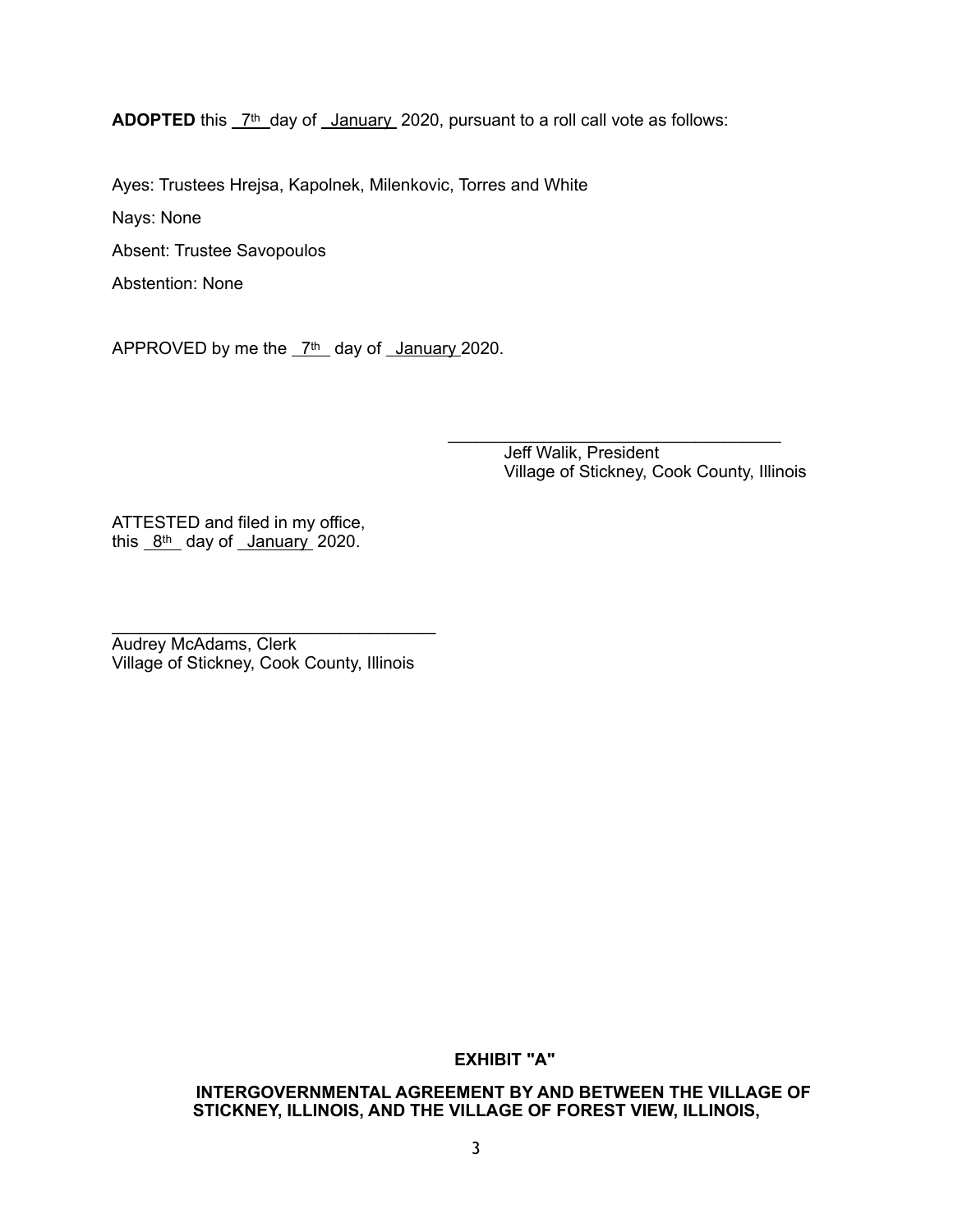**ADOPTED** this 7th day of January 2020, pursuant to a roll call vote as follows:

Ayes: Trustees Hrejsa, Kapolnek, Milenkovic, Torres and White

Nays: None

Absent: Trustee Savopoulos

Abstention: None

APPROVED by me the 7th day of January 2020.

\_\_\_\_\_\_\_\_\_\_\_\_\_\_\_\_\_\_\_\_\_\_\_\_\_\_\_\_\_\_\_\_\_\_\_\_
Jeff Walik, President
Village of Stickney, Cook County, Illinois

ATTESTED and filed in my office,
this 8th day of January 2020.

\_\_\_\_\_\_\_\_\_\_\_\_\_\_\_\_\_\_\_\_\_\_\_\_\_\_\_\_\_\_\_\_\_\_\_\_
Audrey McAdams, Clerk
Village of Stickney, Cook County, Illinois

**EXHIBIT "A"**

**INTERGOVERNMENTAL AGREEMENT BY AND BETWEEN THE VILLAGE OF STICKNEY, ILLINOIS, AND THE VILLAGE OF FOREST VIEW, ILLINOIS,**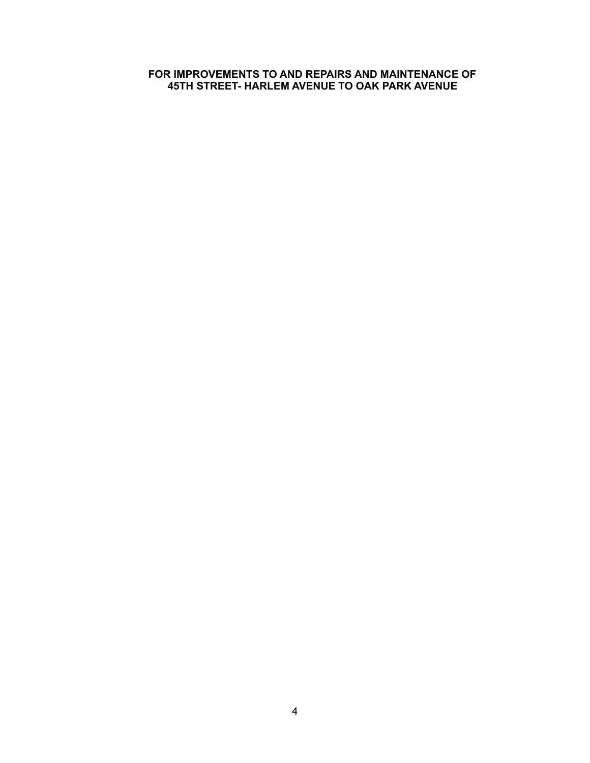**FOR IMPROVEMENTS TO AND REPAIRS AND MAINTENANCE OF 45TH STREET- HARLEM AVENUE TO OAK PARK AVENUE**